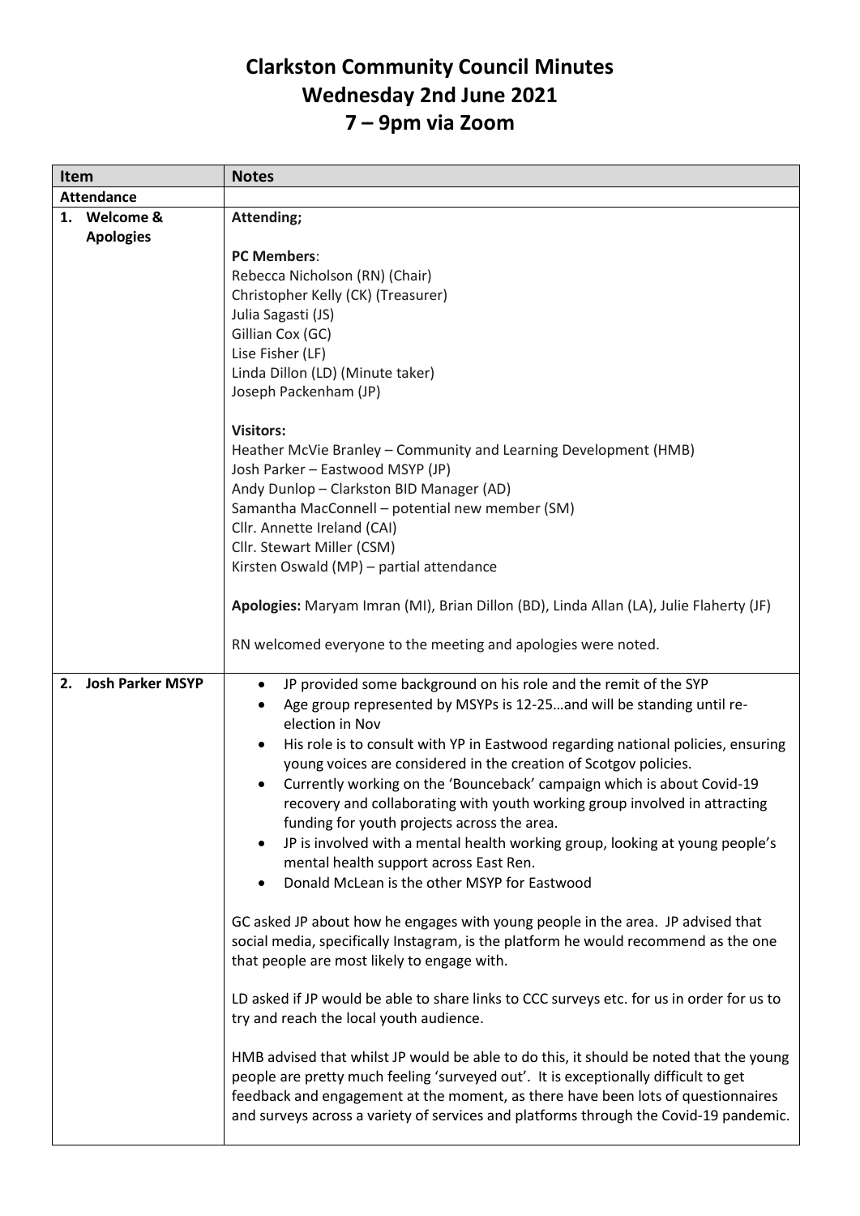# Clarkston Community Council Minutes
# Wednesday 2nd June 2021
# 7 – 9pm via Zoom

| Item | Notes |
| --- | --- |
| **Attendance** | |
| **1. Welcome & Apologies** | **Attending;**<br><br>**PC Members**:<br>Rebecca Nicholson (RN) (Chair)<br>Christopher Kelly (CK) (Treasurer)<br>Julia Sagasti (JS)<br>Gillian Cox (GC)<br>Lise Fisher (LF)<br>Linda Dillon (LD) (Minute taker)<br>Joseph Packenham (JP)<br><br>**Visitors:**<br>Heather McVie Branley – Community and Learning Development (HMB)<br>Josh Parker – Eastwood MSYP (JP)<br>Andy Dunlop – Clarkston BID Manager (AD)<br>Samantha MacConnell – potential new member (SM)<br>Cllr. Annette Ireland (CAI)<br>Cllr. Stewart Miller (CSM)<br>Kirsten Oswald (MP) – partial attendance<br><br>**Apologies:** Maryam Imran (MI), Brian Dillon (BD), Linda Allan (LA), Julie Flaherty (JF)<br><br>RN welcomed everyone to the meeting and apologies were noted. |
| **2. Josh Parker MSYP** | • JP provided some background on his role and the remit of the SYP<br>• Age group represented by MSYPs is 12-25…and will be standing until re-election in Nov<br>• His role is to consult with YP in Eastwood regarding national policies, ensuring young voices are considered in the creation of Scotgov policies.<br>• Currently working on the 'Bounceback' campaign which is about Covid-19 recovery and collaborating with youth working group involved in attracting funding for youth projects across the area.<br>• JP is involved with a mental health working group, looking at young people's mental health support across East Ren.<br>• Donald McLean is the other MSYP for Eastwood<br><br>GC asked JP about how he engages with young people in the area. JP advised that social media, specifically Instagram, is the platform he would recommend as the one that people are most likely to engage with.<br><br>LD asked if JP would be able to share links to CCC surveys etc. for us in order for us to try and reach the local youth audience.<br><br>HMB advised that whilst JP would be able to do this, it should be noted that the young people are pretty much feeling 'surveyed out'. It is exceptionally difficult to get feedback and engagement at the moment, as there have been lots of questionnaires and surveys across a variety of services and platforms through the Covid-19 pandemic. |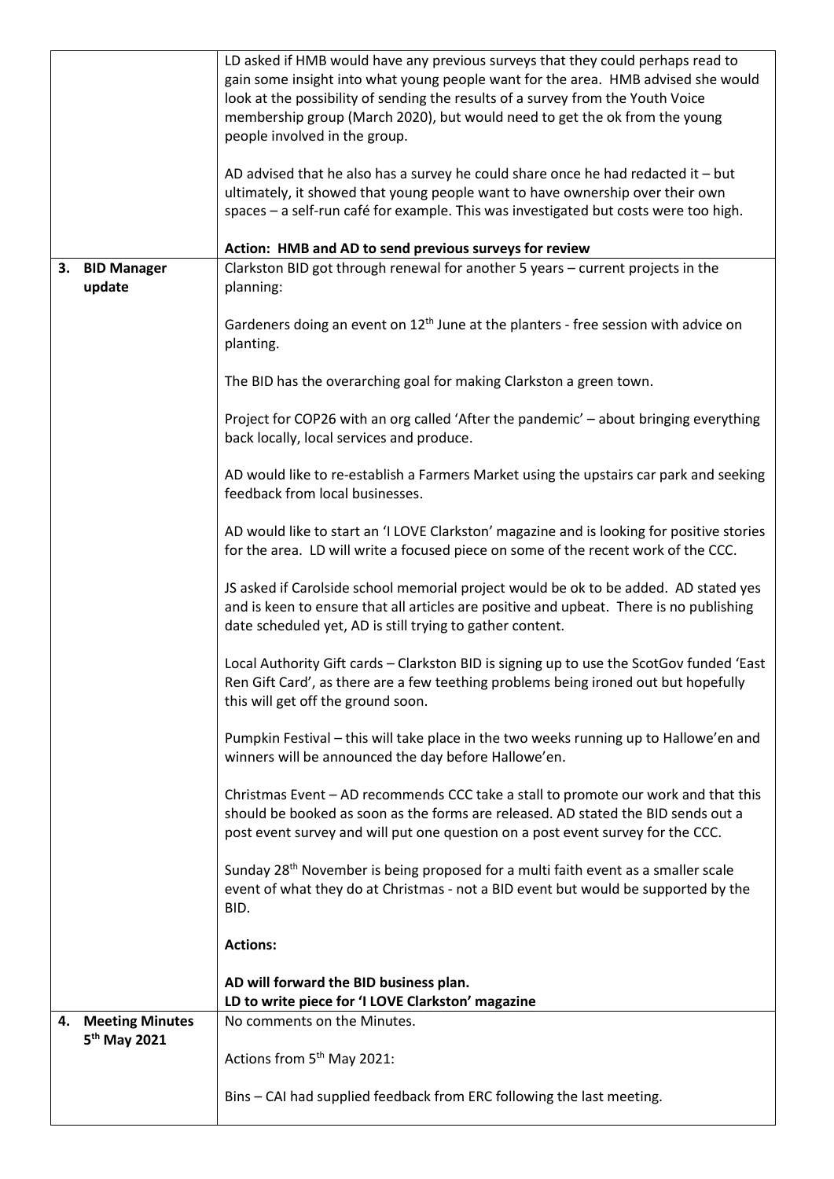| | |
|---|---|
| | LD asked if HMB would have any previous surveys that they could perhaps read to gain some insight into what young people want for the area. HMB advised she would look at the possibility of sending the results of a survey from the Youth Voice membership group (March 2020), but would need to get the ok from the young people involved in the group.<br><br>AD advised that he also has a survey he could share once he had redacted it – but ultimately, it showed that young people want to have ownership over their own spaces – a self-run café for example. This was investigated but costs were too high.<br><br>**Action: HMB and AD to send previous surveys for review** |
| **3. BID Manager update** | Clarkston BID got through renewal for another 5 years – current projects in the planning:<br><br>Gardeners doing an event on 12th June at the planters - free session with advice on planting.<br><br>The BID has the overarching goal for making Clarkston a green town.<br><br>Project for COP26 with an org called 'After the pandemic' – about bringing everything back locally, local services and produce.<br><br>AD would like to re-establish a Farmers Market using the upstairs car park and seeking feedback from local businesses.<br><br>AD would like to start an 'I LOVE Clarkston' magazine and is looking for positive stories for the area. LD will write a focused piece on some of the recent work of the CCC.<br><br>JS asked if Carolside school memorial project would be ok to be added. AD stated yes and is keen to ensure that all articles are positive and upbeat. There is no publishing date scheduled yet, AD is still trying to gather content.<br><br>Local Authority Gift cards – Clarkston BID is signing up to use the ScotGov funded 'East Ren Gift Card', as there are a few teething problems being ironed out but hopefully this will get off the ground soon.<br><br>Pumpkin Festival – this will take place in the two weeks running up to Hallowe'en and winners will be announced the day before Hallowe'en.<br><br>Christmas Event – AD recommends CCC take a stall to promote our work and that this should be booked as soon as the forms are released. AD stated the BID sends out a post event survey and will put one question on a post event survey for the CCC.<br><br>Sunday 28th November is being proposed for a multi faith event as a smaller scale event of what they do at Christmas - not a BID event but would be supported by the BID.<br><br>**Actions:**<br><br>**AD will forward the BID business plan.**<br>**LD to write piece for 'I LOVE Clarkston' magazine** |
| **4. Meeting Minutes 5th May 2021** | No comments on the Minutes.<br><br>Actions from 5th May 2021:<br><br>Bins – CAI had supplied feedback from ERC following the last meeting. |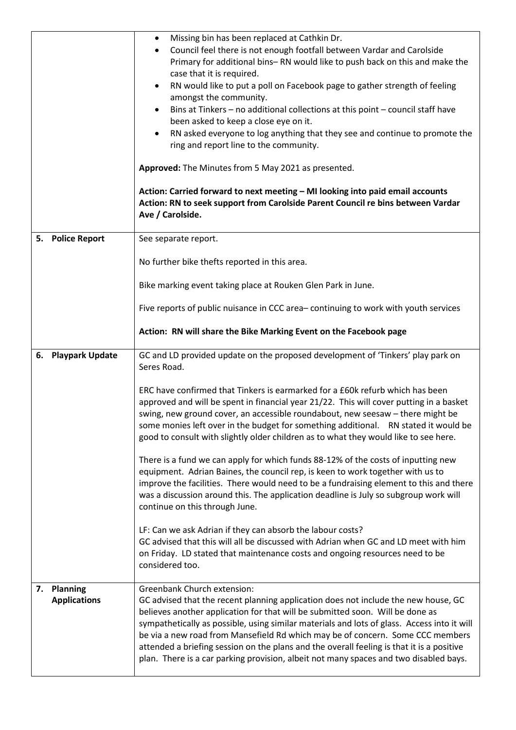| | |
|---|---|
| | • Missing bin has been replaced at Cathkin Dr.<br>• Council feel there is not enough footfall between Vardar and Carolside Primary for additional bins– RN would like to push back on this and make the case that it is required.<br>• RN would like to put a poll on Facebook page to gather strength of feeling amongst the community.<br>• Bins at Tinkers – no additional collections at this point – council staff have been asked to keep a close eye on it.<br>• RN asked everyone to log anything that they see and continue to promote the ring and report line to the community.<br><br>**Approved:** The Minutes from 5 May 2021 as presented.<br><br>**Action: Carried forward to next meeting – MI looking into paid email accounts**<br>**Action: RN to seek support from Carolside Parent Council re bins between Vardar Ave / Carolside.** |
| **5. Police Report** | See separate report.<br><br>No further bike thefts reported in this area.<br><br>Bike marking event taking place at Rouken Glen Park in June.<br><br>Five reports of public nuisance in CCC area– continuing to work with youth services<br><br>**Action: RN will share the Bike Marking Event on the Facebook page** |
| **6. Playpark Update** | GC and LD provided update on the proposed development of 'Tinkers' play park on Seres Road.<br><br>ERC have confirmed that Tinkers is earmarked for a £60k refurb which has been approved and will be spent in financial year 21/22. This will cover putting in a basket swing, new ground cover, an accessible roundabout, new seesaw – there might be some monies left over in the budget for something additional. RN stated it would be good to consult with slightly older children as to what they would like to see here.<br><br>There is a fund we can apply for which funds 88-12% of the costs of inputting new equipment. Adrian Baines, the council rep, is keen to work together with us to improve the facilities. There would need to be a fundraising element to this and there was a discussion around this. The application deadline is July so subgroup work will continue on this through June.<br><br>LF: Can we ask Adrian if they can absorb the labour costs?<br>GC advised that this will all be discussed with Adrian when GC and LD meet with him on Friday. LD stated that maintenance costs and ongoing resources need to be considered too. |
| **7. Planning Applications** | Greenbank Church extension:<br>GC advised that the recent planning application does not include the new house, GC believes another application for that will be submitted soon. Will be done as sympathetically as possible, using similar materials and lots of glass. Access into it will be via a new road from Mansefield Rd which may be of concern. Some CCC members attended a briefing session on the plans and the overall feeling is that it is a positive plan. There is a car parking provision, albeit not many spaces and two disabled bays. |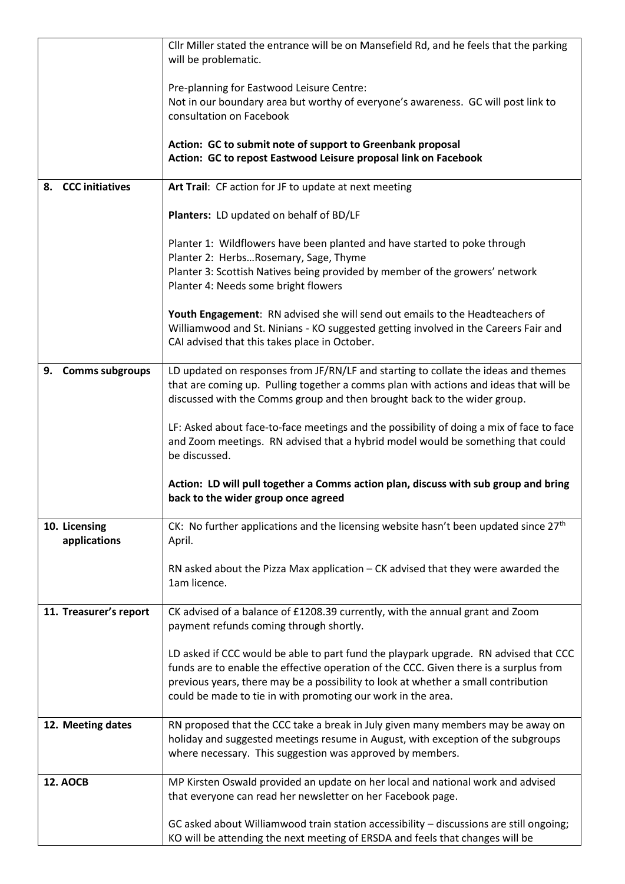| | |
|---|---|
| | Cllr Miller stated the entrance will be on Mansefield Rd, and he feels that the parking will be problematic.<br><br>Pre-planning for Eastwood Leisure Centre:<br>Not in our boundary area but worthy of everyone's awareness. GC will post link to consultation on Facebook<br><br>**Action: GC to submit note of support to Greenbank proposal**<br>**Action: GC to repost Eastwood Leisure proposal link on Facebook** |
| 8. CCC initiatives | **Art Trail**: CF action for JF to update at next meeting<br><br>**Planters:** LD updated on behalf of BD/LF<br><br>Planter 1: Wildflowers have been planted and have started to poke through<br>Planter 2: Herbs…Rosemary, Sage, Thyme<br>Planter 3: Scottish Natives being provided by member of the growers' network<br>Planter 4: Needs some bright flowers<br><br>**Youth Engagement**: RN advised she will send out emails to the Headteachers of Williamwood and St. Ninians - KO suggested getting involved in the Careers Fair and CAI advised that this takes place in October. |
| 9. Comms subgroups | LD updated on responses from JF/RN/LF and starting to collate the ideas and themes that are coming up. Pulling together a comms plan with actions and ideas that will be discussed with the Comms group and then brought back to the wider group.<br><br>LF: Asked about face-to-face meetings and the possibility of doing a mix of face to face and Zoom meetings. RN advised that a hybrid model would be something that could be discussed.<br><br>**Action: LD will pull together a Comms action plan, discuss with sub group and bring back to the wider group once agreed** |
| 10. Licensing applications | CK: No further applications and the licensing website hasn't been updated since 27th April.<br><br>RN asked about the Pizza Max application – CK advised that they were awarded the 1am licence. |
| 11. Treasurer's report | CK advised of a balance of £1208.39 currently, with the annual grant and Zoom payment refunds coming through shortly.<br><br>LD asked if CCC would be able to part fund the playpark upgrade. RN advised that CCC funds are to enable the effective operation of the CCC. Given there is a surplus from previous years, there may be a possibility to look at whether a small contribution could be made to tie in with promoting our work in the area. |
| 12. Meeting dates | RN proposed that the CCC take a break in July given many members may be away on holiday and suggested meetings resume in August, with exception of the subgroups where necessary. This suggestion was approved by members. |
| 12. AOCB | MP Kirsten Oswald provided an update on her local and national work and advised that everyone can read her newsletter on her Facebook page.<br><br>GC asked about Williamwood train station accessibility – discussions are still ongoing; KO will be attending the next meeting of ERSDA and feels that changes will be |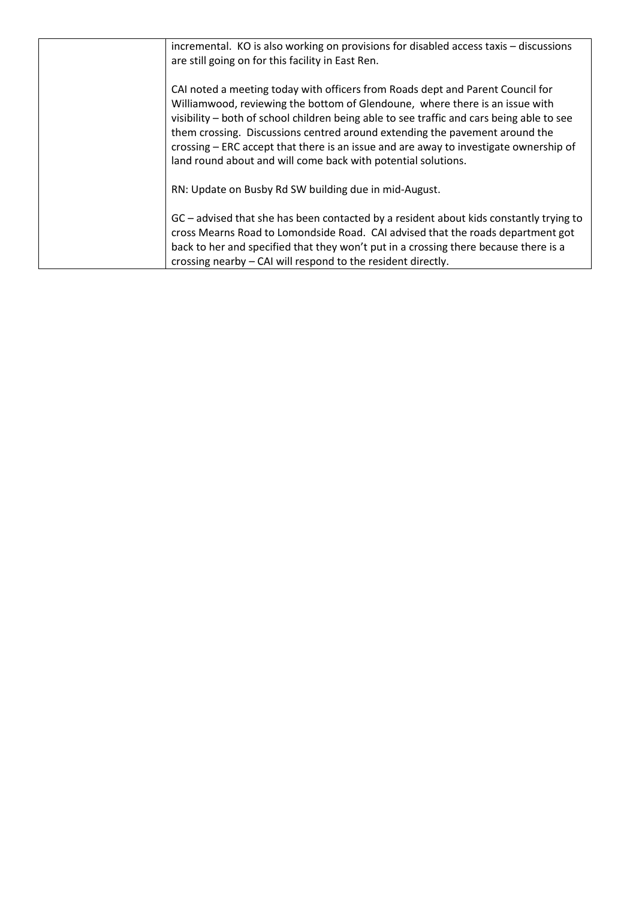| | |
|---|---|
| | incremental. KO is also working on provisions for disabled access taxis – discussions are still going on for this facility in East Ren.<br><br>CAI noted a meeting today with officers from Roads dept and Parent Council for Williamwood, reviewing the bottom of Glendoune, where there is an issue with visibility – both of school children being able to see traffic and cars being able to see them crossing. Discussions centred around extending the pavement around the crossing – ERC accept that there is an issue and are away to investigate ownership of land round about and will come back with potential solutions.<br><br>RN: Update on Busby Rd SW building due in mid-August.<br><br>GC – advised that she has been contacted by a resident about kids constantly trying to cross Mearns Road to Lomondside Road. CAI advised that the roads department got back to her and specified that they won't put in a crossing there because there is a crossing nearby – CAI will respond to the resident directly. |